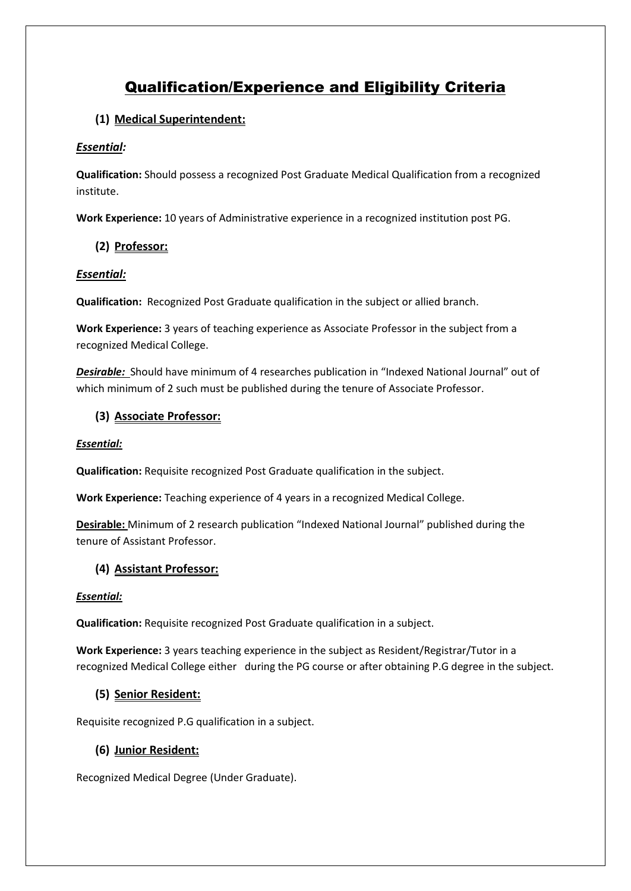# Qualification/Experience and Eligibility Criteria

### (1) Medical Superintendent:

***Essential:***

**Qualification:** Should possess a recognized Post Graduate Medical Qualification from a recognized institute.

**Work Experience:** 10 years of Administrative experience in a recognized institution post PG.

### (2) Professor:

***Essential:***

**Qualification:** Recognized Post Graduate qualification in the subject or allied branch.

**Work Experience:** 3 years of teaching experience as Associate Professor in the subject from a recognized Medical College.

***Desirable:*** Should have minimum of 4 researches publication in "Indexed National Journal" out of which minimum of 2 such must be published during the tenure of Associate Professor.

### (3) Associate Professor:

***Essential:***

**Qualification:** Requisite recognized Post Graduate qualification in the subject.

**Work Experience:** Teaching experience of 4 years in a recognized Medical College.

**Desirable:** Minimum of 2 research publication "Indexed National Journal" published during the tenure of Assistant Professor.

### (4) Assistant Professor:

***Essential:***

**Qualification:** Requisite recognized Post Graduate qualification in a subject.

**Work Experience:** 3 years teaching experience in the subject as Resident/Registrar/Tutor in a recognized Medical College either during the PG course or after obtaining P.G degree in the subject.

### (5) Senior Resident:

Requisite recognized P.G qualification in a subject.

### (6) Junior Resident:

Recognized Medical Degree (Under Graduate).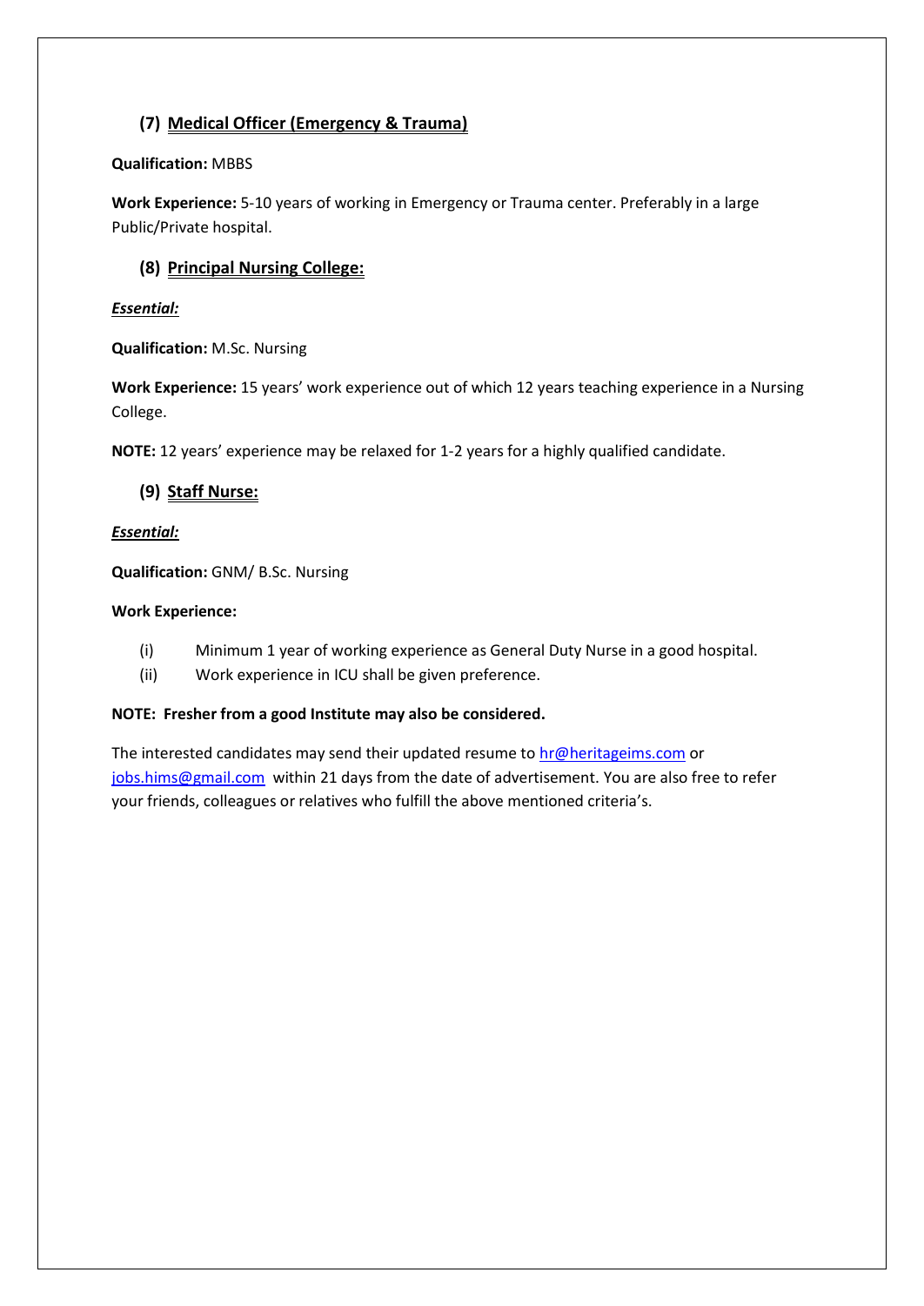### (7) Medical Officer (Emergency & Trauma)

**Qualification:** MBBS

**Work Experience:** 5-10 years of working in Emergency or Trauma center. Preferably in a large Public/Private hospital.

### (8) Principal Nursing College:

***Essential:***

**Qualification:** M.Sc. Nursing

**Work Experience:** 15 years' work experience out of which 12 years teaching experience in a Nursing College.

**NOTE:** 12 years' experience may be relaxed for 1-2 years for a highly qualified candidate.

### (9) Staff Nurse:

***Essential:***

**Qualification:** GNM/ B.Sc. Nursing

**Work Experience:**

(i) Minimum 1 year of working experience as General Duty Nurse in a good hospital.

(ii) Work experience in ICU shall be given preference.

**NOTE: Fresher from a good Institute may also be considered.**

The interested candidates may send their updated resume to hr@heritageims.com or jobs.hims@gmail.com within 21 days from the date of advertisement. You are also free to refer your friends, colleagues or relatives who fulfill the above mentioned criteria's.